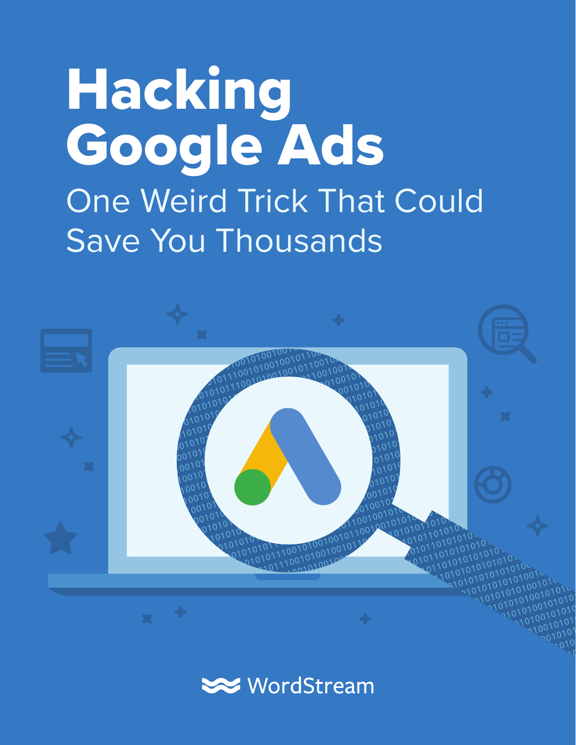# Hacking Google Ads

## One Weird Trick That Could Save You Thousands

WordStream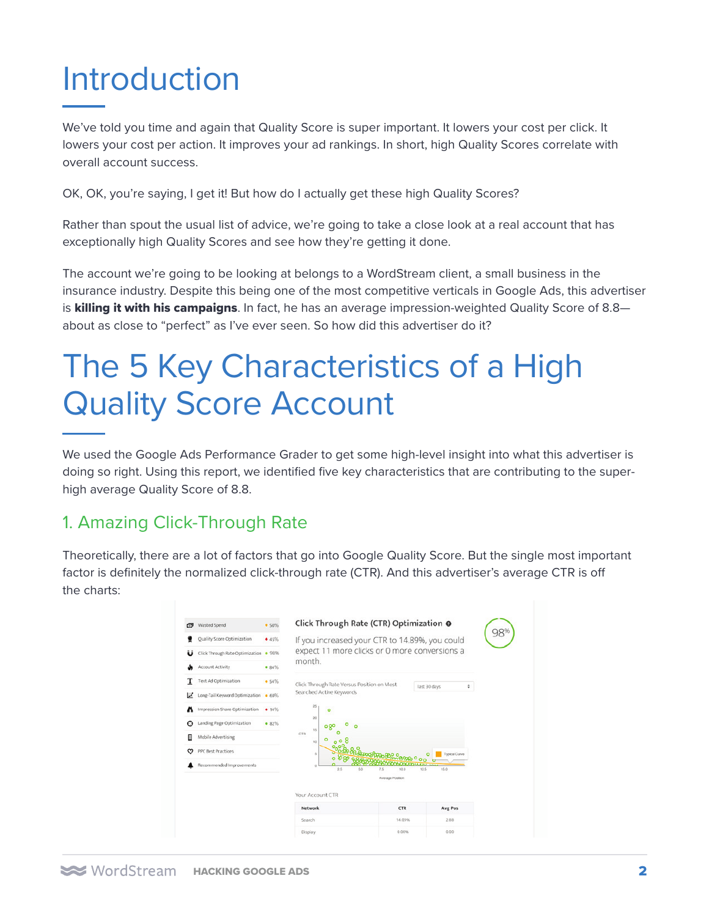# Introduction

We've told you time and again that Quality Score is super important. It lowers your cost per click. It lowers your cost per action. It improves your ad rankings. In short, high Quality Scores correlate with overall account success.

OK, OK, you're saying, I get it! But how do I actually get these high Quality Scores?

Rather than spout the usual list of advice, we're going to take a close look at a real account that has exceptionally high Quality Scores and see how they're getting it done.

The account we're going to be looking at belongs to a WordStream client, a small business in the insurance industry. Despite this being one of the most competitive verticals in Google Ads, this advertiser is **killing it with his campaigns**. In fact, he has an average impression-weighted Quality Score of 8.8—about as close to "perfect" as I've ever seen. So how did this advertiser do it?

# The 5 Key Characteristics of a High Quality Score Account

We used the Google Ads Performance Grader to get some high-level insight into what this advertiser is doing so right. Using this report, we identified five key characteristics that are contributing to the super-high average Quality Score of 8.8.

## 1. Amazing Click-Through Rate

Theoretically, there are a lot of factors that go into Google Quality Score. But the single most important factor is definitely the normalized click-through rate (CTR). And this advertiser's average CTR is off the charts: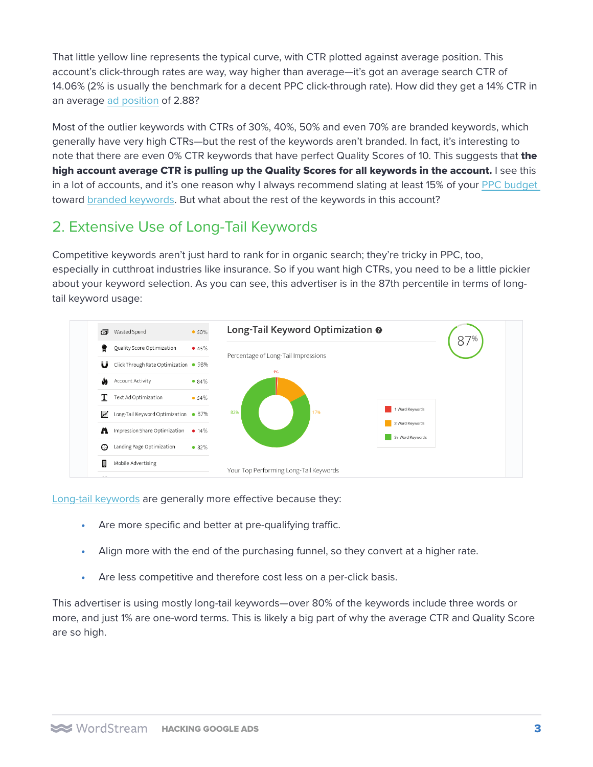That little yellow line represents the typical curve, with CTR plotted against average position. This account's click-through rates are way, way higher than average—it's got an average search CTR of 14.06% (2% is usually the benchmark for a decent PPC click-through rate). How did they get a 14% CTR in an average ad position of 2.88?

Most of the outlier keywords with CTRs of 30%, 40%, 50% and even 70% are branded keywords, which generally have very high CTRs—but the rest of the keywords aren't branded. In fact, it's interesting to note that there are even 0% CTR keywords that have perfect Quality Scores of 10. This suggests that **the high account average CTR is pulling up the Quality Scores for all keywords in the account.** I see this in a lot of accounts, and it's one reason why I always recommend slating at least 15% of your PPC budget toward branded keywords. But what about the rest of the keywords in this account?

## 2. Extensive Use of Long-Tail Keywords

Competitive keywords aren't just hard to rank for in organic search; they're tricky in PPC, too, especially in cutthroat industries like insurance. So if you want high CTRs, you need to be a little pickier about your keyword selection. As you can see, this advertiser is in the 87th percentile in terms of long-tail keyword usage:

Long-tail keywords are generally more effective because they:

- Are more specific and better at pre-qualifying traffic.
- Align more with the end of the purchasing funnel, so they convert at a higher rate.
- Are less competitive and therefore cost less on a per-click basis.

This advertiser is using mostly long-tail keywords—over 80% of the keywords include three words or more, and just 1% are one-word terms. This is likely a big part of why the average CTR and Quality Score are so high.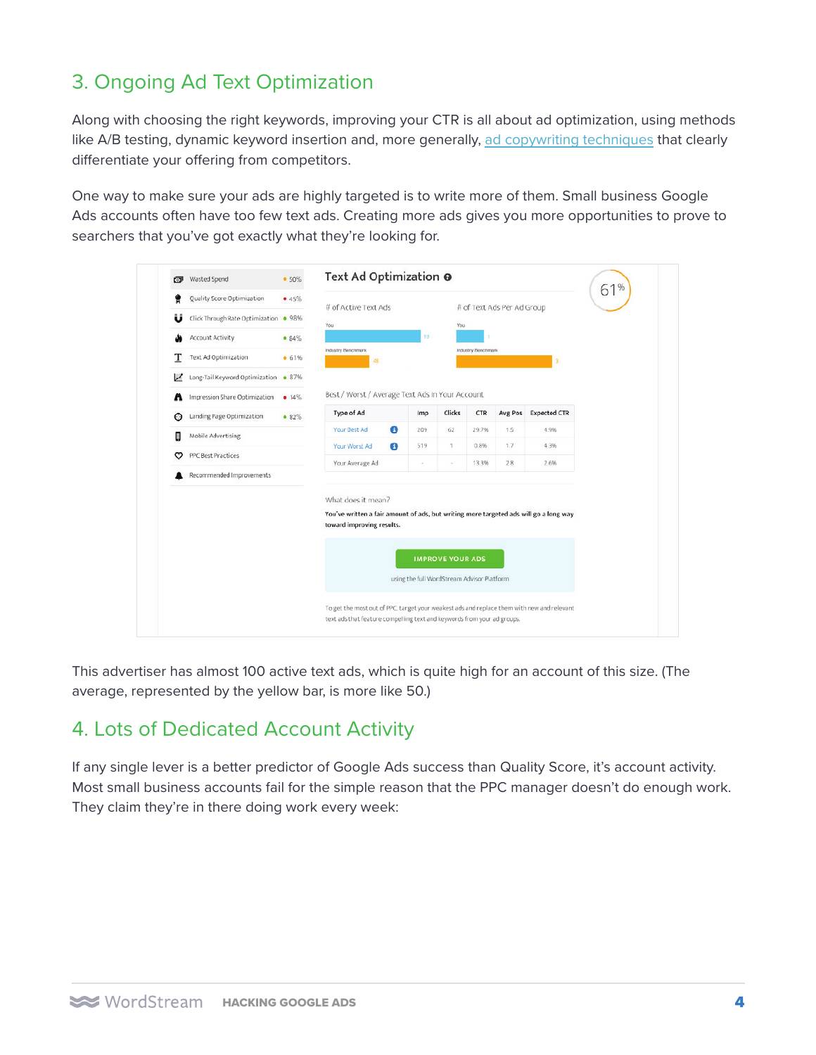## 3. Ongoing Ad Text Optimization

Along with choosing the right keywords, improving your CTR is all about ad optimization, using methods like A/B testing, dynamic keyword insertion and, more generally, ad copywriting techniques that clearly differentiate your offering from competitors.

One way to make sure your ads are highly targeted is to write more of them. Small business Google Ads accounts often have too few text ads. Creating more ads gives you more opportunities to prove to searchers that you've got exactly what they're looking for.

This advertiser has almost 100 active text ads, which is quite high for an account of this size. (The average, represented by the yellow bar, is more like 50.)

## 4. Lots of Dedicated Account Activity

If any single lever is a better predictor of Google Ads success than Quality Score, it's account activity. Most small business accounts fail for the simple reason that the PPC manager doesn't do enough work. They claim they're in there doing work every week: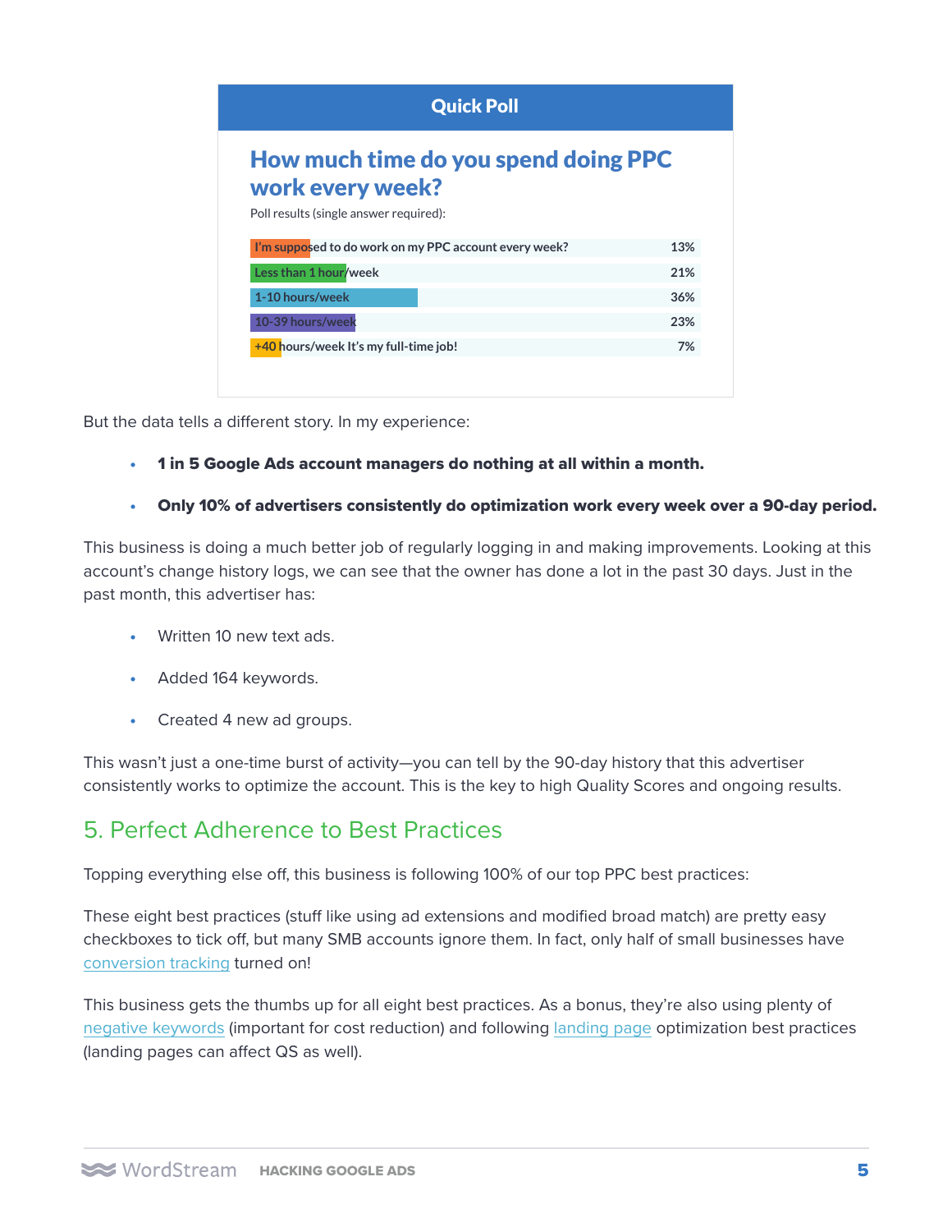**Quick Poll**

**How much time do you spend doing PPC work every week?**

Poll results (single answer required):

| Answer | % |
| --- | --- |
| I'm supposed to do work on my PPC account every week? | 13% |
| Less than 1 hour/week | 21% |
| 1-10 hours/week | 36% |
| 10-39 hours/week | 23% |
| +40 hours/week It's my full-time job! | 7% |

But the data tells a different story. In my experience:

- **1 in 5 Google Ads account managers do nothing at all within a month.**
- **Only 10% of advertisers consistently do optimization work every week over a 90-day period.**

This business is doing a much better job of regularly logging in and making improvements. Looking at this account's change history logs, we can see that the owner has done a lot in the past 30 days. Just in the past month, this advertiser has:

- Written 10 new text ads.
- Added 164 keywords.
- Created 4 new ad groups.

This wasn't just a one-time burst of activity—you can tell by the 90-day history that this advertiser consistently works to optimize the account. This is the key to high Quality Scores and ongoing results.

## 5. Perfect Adherence to Best Practices

Topping everything else off, this business is following 100% of our top PPC best practices:

These eight best practices (stuff like using ad extensions and modified broad match) are pretty easy checkboxes to tick off, but many SMB accounts ignore them. In fact, only half of small businesses have conversion tracking turned on!

This business gets the thumbs up for all eight best practices. As a bonus, they're also using plenty of negative keywords (important for cost reduction) and following landing page optimization best practices (landing pages can affect QS as well).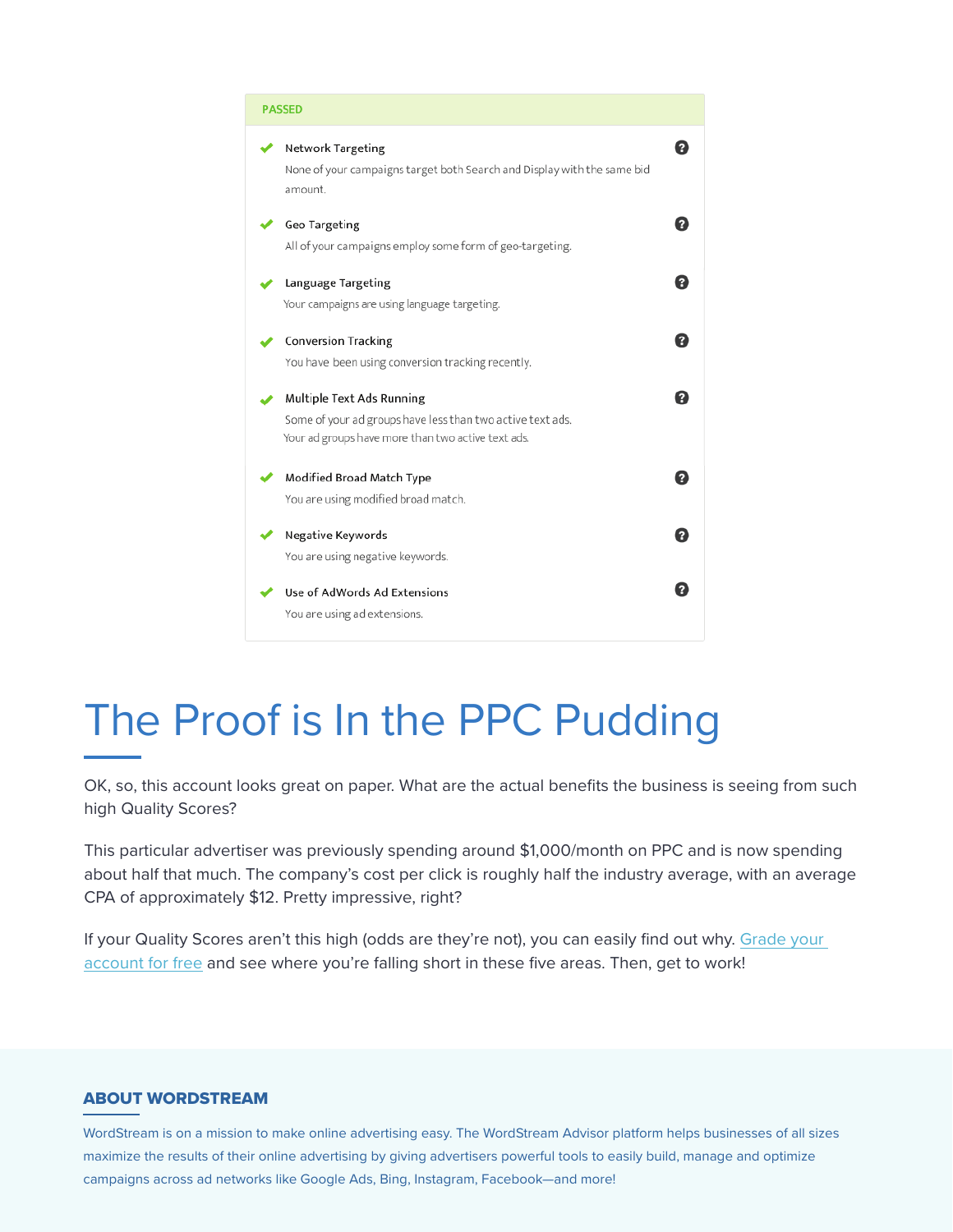**PASSED**

- **Network Targeting**
  None of your campaigns target both Search and Display with the same bid amount.
- **Geo Targeting**
  All of your campaigns employ some form of geo-targeting.
- **Language Targeting**
  Your campaigns are using language targeting.
- **Conversion Tracking**
  You have been using conversion tracking recently.
- **Multiple Text Ads Running**
  Some of your ad groups have less than two active text ads.
  Your ad groups have more than two active text ads.
- **Modified Broad Match Type**
  You are using modified broad match.
- **Negative Keywords**
  You are using negative keywords.
- **Use of AdWords Ad Extensions**
  You are using ad extensions.

# The Proof is In the PPC Pudding

OK, so, this account looks great on paper. What are the actual benefits the business is seeing from such high Quality Scores?

This particular advertiser was previously spending around $1,000/month on PPC and is now spending about half that much. The company's cost per click is roughly half the industry average, with an average CPA of approximately $12. Pretty impressive, right?

If your Quality Scores aren't this high (odds are they're not), you can easily find out why. Grade your account for free and see where you're falling short in these five areas. Then, get to work!

## ABOUT WORDSTREAM

WordStream is on a mission to make online advertising easy. The WordStream Advisor platform helps businesses of all sizes maximize the results of their online advertising by giving advertisers powerful tools to easily build, manage and optimize campaigns across ad networks like Google Ads, Bing, Instagram, Facebook—and more!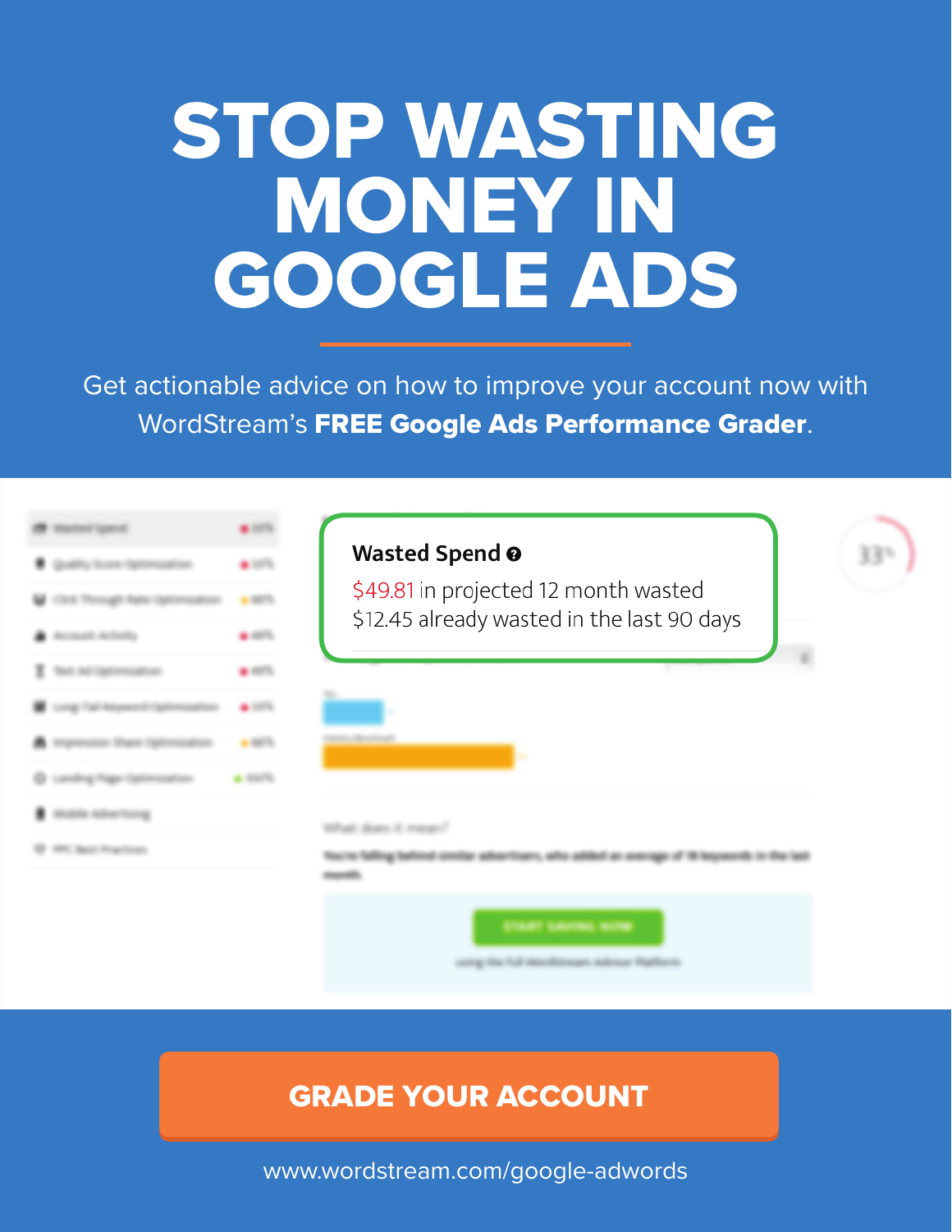# STOP WASTING MONEY IN GOOGLE ADS

Get actionable advice on how to improve your account now with WordStream's **FREE Google Ads Performance Grader**.

**Wasted Spend**

$49.81 in projected 12 month wasted
$12.45 already wasted in the last 90 days

**GRADE YOUR ACCOUNT**

www.wordstream.com/google-adwords